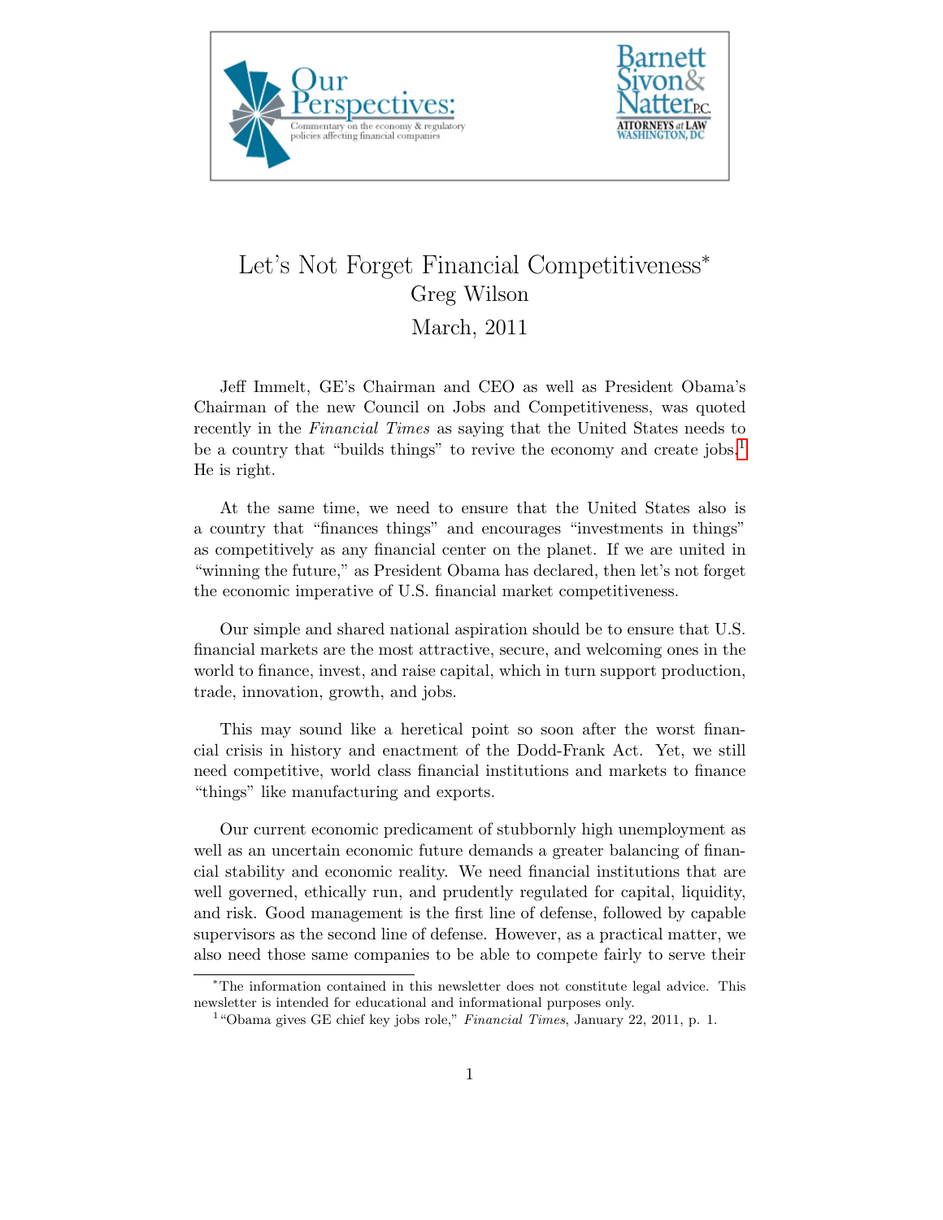Our Perspectives: Commentary on the economy & regulatory policies affecting financial companies

Barnett Sivon & Natter P.C. ATTORNEYS at LAW WASHINGTON, DC

# Let's Not Forget Financial Competitiveness*

Greg Wilson

March, 2011

Jeff Immelt, GE's Chairman and CEO as well as President Obama's Chairman of the new Council on Jobs and Competitiveness, was quoted recently in the *Financial Times* as saying that the United States needs to be a country that "builds things" to revive the economy and create jobs.[1] He is right.

At the same time, we need to ensure that the United States also is a country that "finances things" and encourages "investments in things" as competitively as any financial center on the planet. If we are united in "winning the future," as President Obama has declared, then let's not forget the economic imperative of U.S. financial market competitiveness.

Our simple and shared national aspiration should be to ensure that U.S. financial markets are the most attractive, secure, and welcoming ones in the world to finance, invest, and raise capital, which in turn support production, trade, innovation, growth, and jobs.

This may sound like a heretical point so soon after the worst financial crisis in history and enactment of the Dodd-Frank Act. Yet, we still need competitive, world class financial institutions and markets to finance "things" like manufacturing and exports.

Our current economic predicament of stubbornly high unemployment as well as an uncertain economic future demands a greater balancing of financial stability and economic reality. We need financial institutions that are well governed, ethically run, and prudently regulated for capital, liquidity, and risk. Good management is the first line of defense, followed by capable supervisors as the second line of defense. However, as a practical matter, we also need those same companies to be able to compete fairly to serve their

---

*The information contained in this newsletter does not constitute legal advice. This newsletter is intended for educational and informational purposes only.

[1] "Obama gives GE chief key jobs role," *Financial Times*, January 22, 2011, p. 1.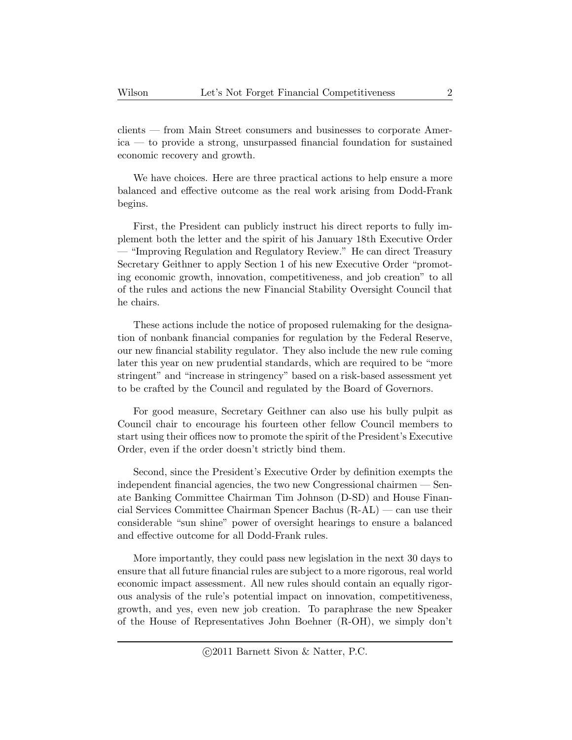clients — from Main Street consumers and businesses to corporate America — to provide a strong, unsurpassed financial foundation for sustained economic recovery and growth.

We have choices. Here are three practical actions to help ensure a more balanced and effective outcome as the real work arising from Dodd-Frank begins.

First, the President can publicly instruct his direct reports to fully implement both the letter and the spirit of his January 18th Executive Order — "Improving Regulation and Regulatory Review." He can direct Treasury Secretary Geithner to apply Section 1 of his new Executive Order "promoting economic growth, innovation, competitiveness, and job creation" to all of the rules and actions the new Financial Stability Oversight Council that he chairs.

These actions include the notice of proposed rulemaking for the designation of nonbank financial companies for regulation by the Federal Reserve, our new financial stability regulator. They also include the new rule coming later this year on new prudential standards, which are required to be "more stringent" and "increase in stringency" based on a risk-based assessment yet to be crafted by the Council and regulated by the Board of Governors.

For good measure, Secretary Geithner can also use his bully pulpit as Council chair to encourage his fourteen other fellow Council members to start using their offices now to promote the spirit of the President's Executive Order, even if the order doesn't strictly bind them.

Second, since the President's Executive Order by definition exempts the independent financial agencies, the two new Congressional chairmen — Senate Banking Committee Chairman Tim Johnson (D-SD) and House Financial Services Committee Chairman Spencer Bachus (R-AL) — can use their considerable "sun shine" power of oversight hearings to ensure a balanced and effective outcome for all Dodd-Frank rules.

More importantly, they could pass new legislation in the next 30 days to ensure that all future financial rules are subject to a more rigorous, real world economic impact assessment. All new rules should contain an equally rigorous analysis of the rule's potential impact on innovation, competitiveness, growth, and yes, even new job creation. To paraphrase the new Speaker of the House of Representatives John Boehner (R-OH), we simply don't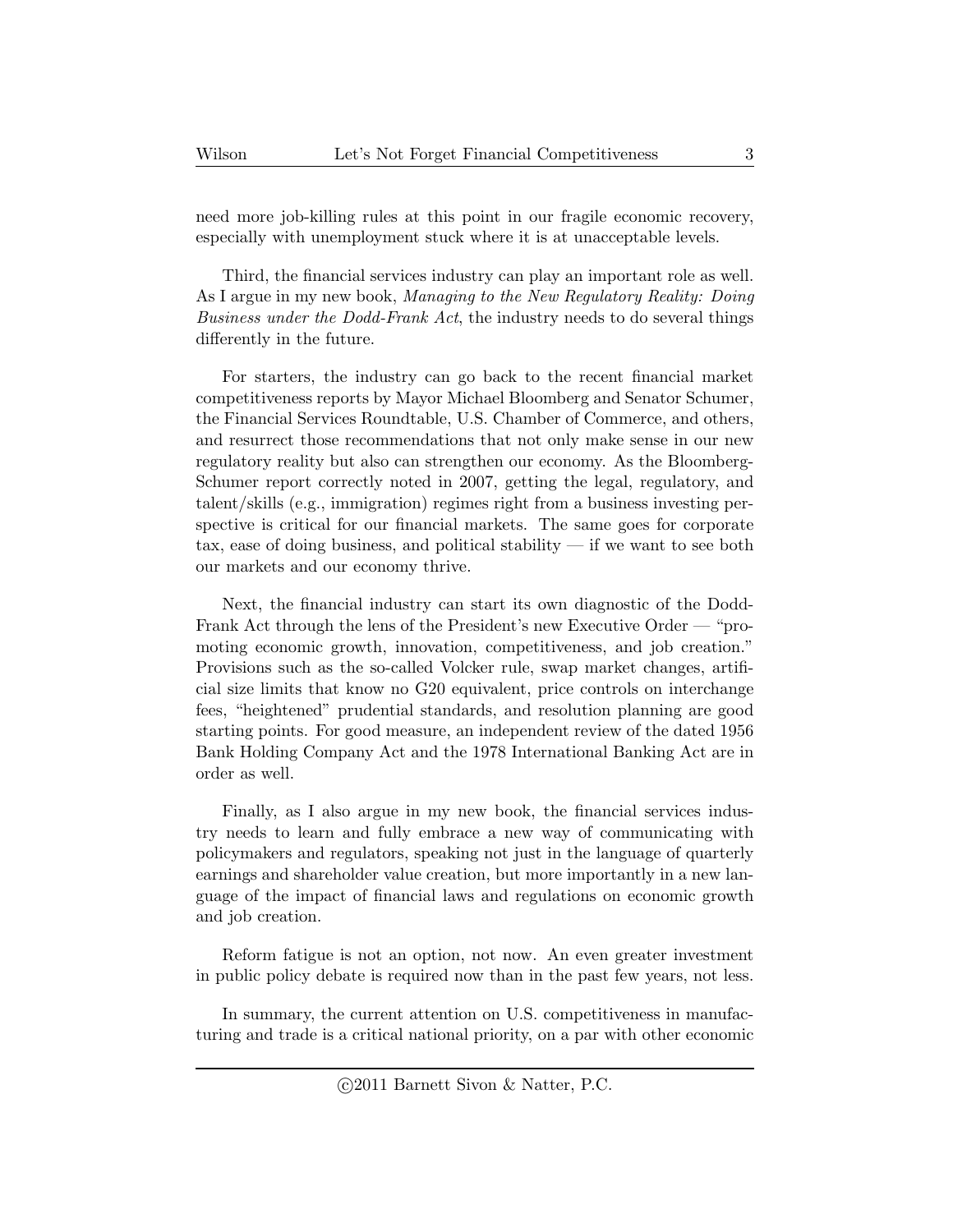need more job-killing rules at this point in our fragile economic recovery, especially with unemployment stuck where it is at unacceptable levels.

Third, the financial services industry can play an important role as well. As I argue in my new book, *Managing to the New Regulatory Reality: Doing Business under the Dodd-Frank Act*, the industry needs to do several things differently in the future.

For starters, the industry can go back to the recent financial market competitiveness reports by Mayor Michael Bloomberg and Senator Schumer, the Financial Services Roundtable, U.S. Chamber of Commerce, and others, and resurrect those recommendations that not only make sense in our new regulatory reality but also can strengthen our economy. As the Bloomberg-Schumer report correctly noted in 2007, getting the legal, regulatory, and talent/skills (e.g., immigration) regimes right from a business investing perspective is critical for our financial markets. The same goes for corporate tax, ease of doing business, and political stability — if we want to see both our markets and our economy thrive.

Next, the financial industry can start its own diagnostic of the Dodd-Frank Act through the lens of the President's new Executive Order — "promoting economic growth, innovation, competitiveness, and job creation." Provisions such as the so-called Volcker rule, swap market changes, artificial size limits that know no G20 equivalent, price controls on interchange fees, "heightened" prudential standards, and resolution planning are good starting points. For good measure, an independent review of the dated 1956 Bank Holding Company Act and the 1978 International Banking Act are in order as well.

Finally, as I also argue in my new book, the financial services industry needs to learn and fully embrace a new way of communicating with policymakers and regulators, speaking not just in the language of quarterly earnings and shareholder value creation, but more importantly in a new language of the impact of financial laws and regulations on economic growth and job creation.

Reform fatigue is not an option, not now. An even greater investment in public policy debate is required now than in the past few years, not less.

In summary, the current attention on U.S. competitiveness in manufacturing and trade is a critical national priority, on a par with other economic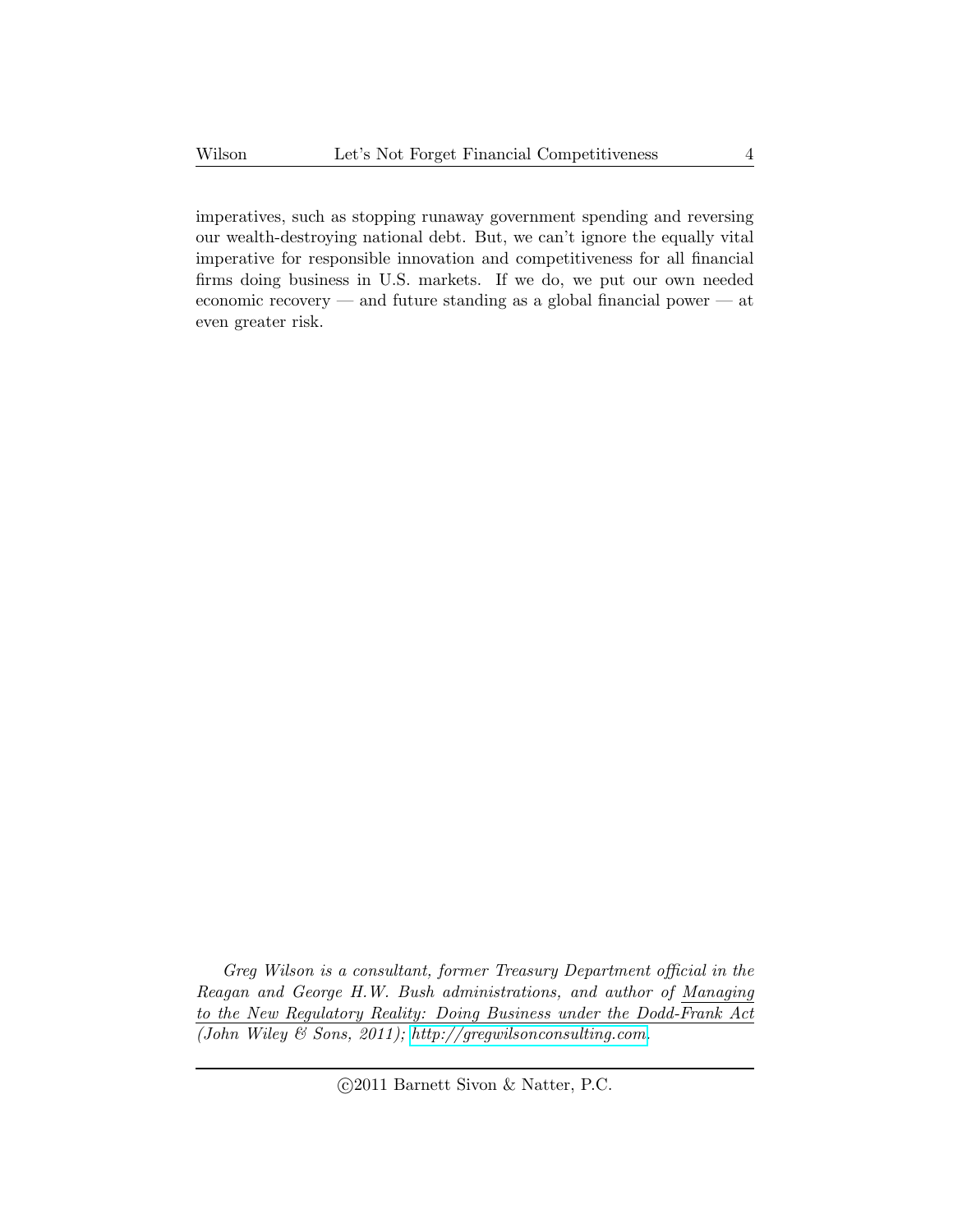imperatives, such as stopping runaway government spending and reversing our wealth-destroying national debt. But, we can't ignore the equally vital imperative for responsible innovation and competitiveness for all financial firms doing business in U.S. markets. If we do, we put our own needed economic recovery — and future standing as a global financial power — at even greater risk.

*Greg Wilson is a consultant, former Treasury Department official in the Reagan and George H.W. Bush administrations, and author of Managing to the New Regulatory Reality: Doing Business under the Dodd-Frank Act (John Wiley & Sons, 2011); http://gregwilsonconsulting.com.*

©2011 Barnett Sivon & Natter, P.C.